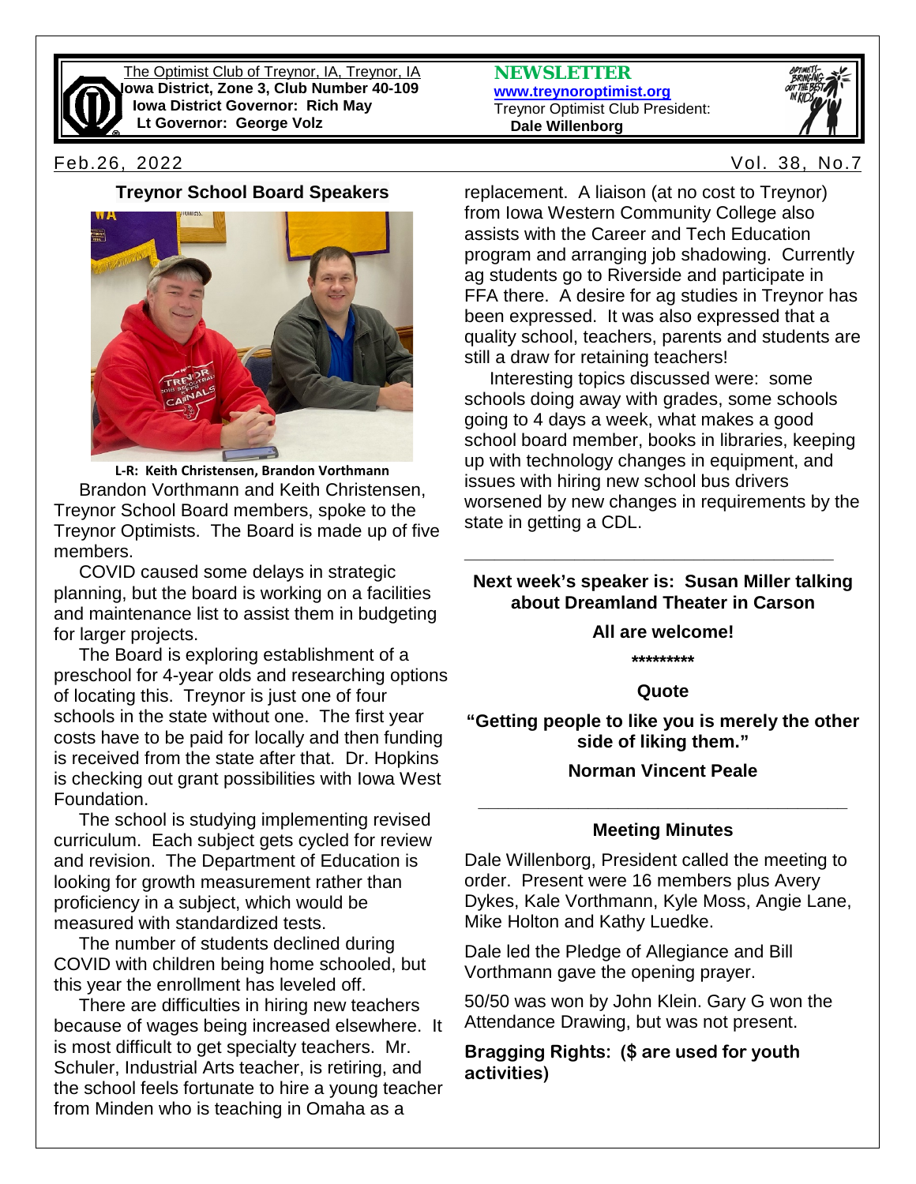The Optimist Club of Treynor, IA, Treynor, IA
**Iowa District, Zone 3, Club Number 40-109**
**Iowa District Governor: Rich May**
**Lt Governor: George Volz**

**NEWSLETTER**
**www.treynoroptimist.org**
Treynor Optimist Club President:
**Dale Willenborg**

Feb.26, 2022 Vol. 38, No.7

## Treynor School Board Speakers

**L-R: Keith Christensen, Brandon Vorthmann**

Brandon Vorthmann and Keith Christensen, Treynor School Board members, spoke to the Treynor Optimists. The Board is made up of five members.

COVID caused some delays in strategic planning, but the board is working on a facilities and maintenance list to assist them in budgeting for larger projects.

The Board is exploring establishment of a preschool for 4-year olds and researching options of locating this. Treynor is just one of four schools in the state without one. The first year costs have to be paid for locally and then funding is received from the state after that. Dr. Hopkins is checking out grant possibilities with Iowa West Foundation.

The school is studying implementing revised curriculum. Each subject gets cycled for review and revision. The Department of Education is looking for growth measurement rather than proficiency in a subject, which would be measured with standardized tests.

The number of students declined during COVID with children being home schooled, but this year the enrollment has leveled off.

There are difficulties in hiring new teachers because of wages being increased elsewhere. It is most difficult to get specialty teachers. Mr. Schuler, Industrial Arts teacher, is retiring, and the school feels fortunate to hire a young teacher from Minden who is teaching in Omaha as a replacement. A liaison (at no cost to Treynor) from Iowa Western Community College also assists with the Career and Tech Education program and arranging job shadowing. Currently ag students go to Riverside and participate in FFA there. A desire for ag studies in Treynor has been expressed. It was also expressed that a quality school, teachers, parents and students are still a draw for retaining teachers!

Interesting topics discussed were: some schools doing away with grades, some schools going to 4 days a week, what makes a good school board member, books in libraries, keeping up with technology changes in equipment, and issues with hiring new school bus drivers worsened by new changes in requirements by the state in getting a CDL.

---

**Next week's speaker is: Susan Miller talking about Dreamland Theater in Carson**

**All are welcome!**

*********

**Quote**

**"Getting people to like you is merely the other side of liking them."**

**Norman Vincent Peale**

---

### Meeting Minutes

Dale Willenborg, President called the meeting to order. Present were 16 members plus Avery Dykes, Kale Vorthmann, Kyle Moss, Angie Lane, Mike Holton and Kathy Luedke.

Dale led the Pledge of Allegiance and Bill Vorthmann gave the opening prayer.

50/50 was won by John Klein. Gary G won the Attendance Drawing, but was not present.

**Bragging Rights: ($ are used for youth activities)**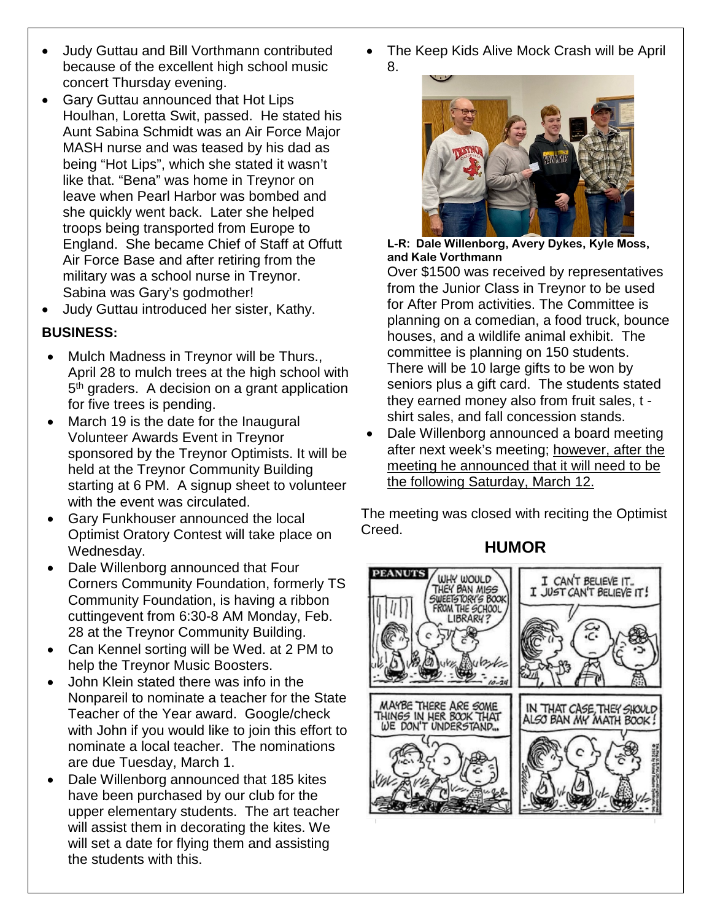- Judy Guttau and Bill Vorthmann contributed because of the excellent high school music concert Thursday evening.
- Gary Guttau announced that Hot Lips Houlhan, Loretta Swit, passed. He stated his Aunt Sabina Schmidt was an Air Force Major MASH nurse and was teased by his dad as being "Hot Lips", which she stated it wasn't like that. "Bena" was home in Treynor on leave when Pearl Harbor was bombed and she quickly went back. Later she helped troops being transported from Europe to England. She became Chief of Staff at Offutt Air Force Base and after retiring from the military was a school nurse in Treynor. Sabina was Gary's godmother!
- Judy Guttau introduced her sister, Kathy.

**BUSINESS:**

- Mulch Madness in Treynor will be Thurs., April 28 to mulch trees at the high school with 5th graders. A decision on a grant application for five trees is pending.
- March 19 is the date for the Inaugural Volunteer Awards Event in Treynor sponsored by the Treynor Optimists. It will be held at the Treynor Community Building starting at 6 PM. A signup sheet to volunteer with the event was circulated.
- Gary Funkhouser announced the local Optimist Oratory Contest will take place on Wednesday.
- Dale Willenborg announced that Four Corners Community Foundation, formerly TS Community Foundation, is having a ribbon cuttingevent from 6:30-8 AM Monday, Feb. 28 at the Treynor Community Building.
- Can Kennel sorting will be Wed. at 2 PM to help the Treynor Music Boosters.
- John Klein stated there was info in the Nonpareil to nominate a teacher for the State Teacher of the Year award. Google/check with John if you would like to join this effort to nominate a local teacher. The nominations are due Tuesday, March 1.
- Dale Willenborg announced that 185 kites have been purchased by our club for the upper elementary students. The art teacher will assist them in decorating the kites. We will set a date for flying them and assisting the students with this.
- The Keep Kids Alive Mock Crash will be April 8.

**L-R: Dale Willenborg, Avery Dykes, Kyle Moss, and Kale Vorthmann**

Over $1500 was received by representatives from the Junior Class in Treynor to be used for After Prom activities. The Committee is planning on a comedian, a food truck, bounce houses, and a wildlife animal exhibit. The committee is planning on 150 students. There will be 10 large gifts to be won by seniors plus a gift card. The students stated they earned money also from fruit sales, t - shirt sales, and fall concession stands.

- Dale Willenborg announced a board meeting after next week's meeting; <u>however, after the meeting he announced that it will need to be the following Saturday, March 12.</u>

The meeting was closed with reciting the Optimist Creed.

## HUMOR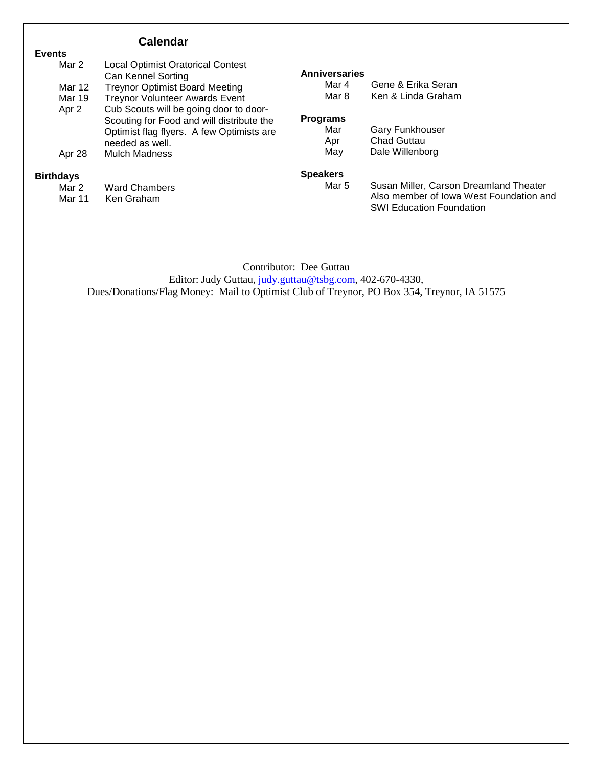## Calendar

### Events

| | |
|---|---|
| Mar 2 | Local Optimist Oratorical Contest<br>Can Kennel Sorting |
| Mar 12 | Treynor Optimist Board Meeting |
| Mar 19 | Treynor Volunteer Awards Event |
| Apr 2 | Cub Scouts will be going door to door-Scouting for Food and will distribute the Optimist flag flyers. A few Optimists are needed as well. |
| Apr 28 | Mulch Madness |

### Birthdays

| | |
|---|---|
| Mar 2 | Ward Chambers |
| Mar 11 | Ken Graham |

### Anniversaries

| | |
|---|---|
| Mar 4 | Gene & Erika Seran |
| Mar 8 | Ken & Linda Graham |

### Programs

| | |
|---|---|
| Mar | Gary Funkhouser |
| Apr | Chad Guttau |
| May | Dale Willenborg |

### Speakers

| | |
|---|---|
| Mar 5 | Susan Miller, Carson Dreamland Theater<br>Also member of Iowa West Foundation and SWI Education Foundation |

Contributor: Dee Guttau
Editor: Judy Guttau, judy.guttau@tsbg.com, 402-670-4330,
Dues/Donations/Flag Money: Mail to Optimist Club of Treynor, PO Box 354, Treynor, IA 51575